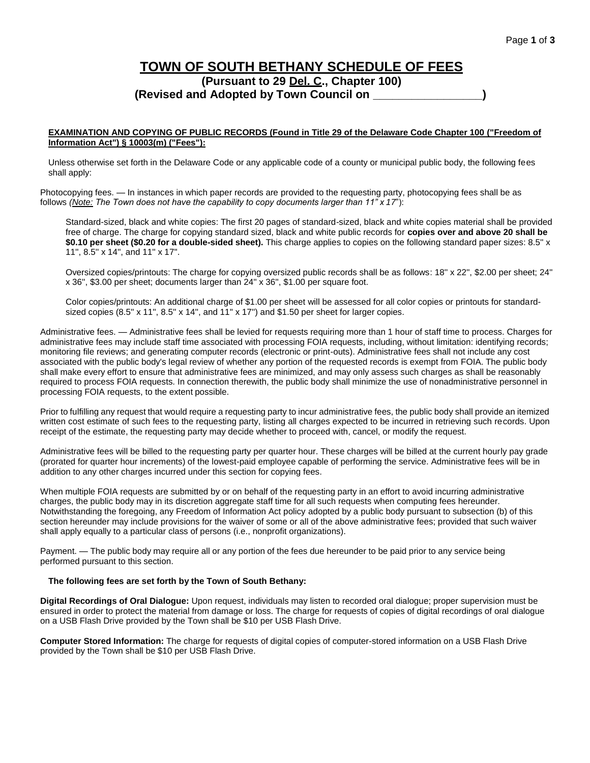# TOWN OF SOUTH BETHANY SCHEDULE OF FEES

**(Pursuant to 29 Del. C., Chapter 100)**
**(Revised and Adopted by Town Council on _________________)**

**EXAMINATION AND COPYING OF PUBLIC RECORDS (Found in Title 29 of the Delaware Code Chapter 100 ("Freedom of Information Act") § 10003(m) ("Fees"):**

Unless otherwise set forth in the Delaware Code or any applicable code of a county or municipal public body, the following fees shall apply:

Photocopying fees. — In instances in which paper records are provided to the requesting party, photocopying fees shall be as follows *(Note: The Town does not have the capability to copy documents larger than 11" x 17"*):

Standard-sized, black and white copies: The first 20 pages of standard-sized, black and white copies material shall be provided free of charge. The charge for copying standard sized, black and white public records for **copies over and above 20 shall be $0.10 per sheet ($0.20 for a double-sided sheet).** This charge applies to copies on the following standard paper sizes: 8.5" x 11", 8.5" x 14", and 11" x 17".

Oversized copies/printouts: The charge for copying oversized public records shall be as follows: 18'' x 22'', $2.00 per sheet; 24'' x 36'', $3.00 per sheet; documents larger than 24'' x 36'', $1.00 per square foot.

Color copies/printouts: An additional charge of $1.00 per sheet will be assessed for all color copies or printouts for standard-sized copies (8.5" x 11", 8.5" x 14", and 11" x 17") and $1.50 per sheet for larger copies.

Administrative fees. — Administrative fees shall be levied for requests requiring more than 1 hour of staff time to process. Charges for administrative fees may include staff time associated with processing FOIA requests, including, without limitation: identifying records; monitoring file reviews; and generating computer records (electronic or print-outs). Administrative fees shall not include any cost associated with the public body's legal review of whether any portion of the requested records is exempt from FOIA. The public body shall make every effort to ensure that administrative fees are minimized, and may only assess such charges as shall be reasonably required to process FOIA requests. In connection therewith, the public body shall minimize the use of nonadministrative personnel in processing FOIA requests, to the extent possible.

Prior to fulfilling any request that would require a requesting party to incur administrative fees, the public body shall provide an itemized written cost estimate of such fees to the requesting party, listing all charges expected to be incurred in retrieving such records. Upon receipt of the estimate, the requesting party may decide whether to proceed with, cancel, or modify the request.

Administrative fees will be billed to the requesting party per quarter hour. These charges will be billed at the current hourly pay grade (prorated for quarter hour increments) of the lowest-paid employee capable of performing the service. Administrative fees will be in addition to any other charges incurred under this section for copying fees.

When multiple FOIA requests are submitted by or on behalf of the requesting party in an effort to avoid incurring administrative charges, the public body may in its discretion aggregate staff time for all such requests when computing fees hereunder. Notwithstanding the foregoing, any Freedom of Information Act policy adopted by a public body pursuant to subsection (b) of this section hereunder may include provisions for the waiver of some or all of the above administrative fees; provided that such waiver shall apply equally to a particular class of persons (i.e., nonprofit organizations).

Payment. — The public body may require all or any portion of the fees due hereunder to be paid prior to any service being performed pursuant to this section.

**The following fees are set forth by the Town of South Bethany:**

**Digital Recordings of Oral Dialogue:** Upon request, individuals may listen to recorded oral dialogue; proper supervision must be ensured in order to protect the material from damage or loss. The charge for requests of copies of digital recordings of oral dialogue on a USB Flash Drive provided by the Town shall be $10 per USB Flash Drive.

**Computer Stored Information:** The charge for requests of digital copies of computer-stored information on a USB Flash Drive provided by the Town shall be $10 per USB Flash Drive.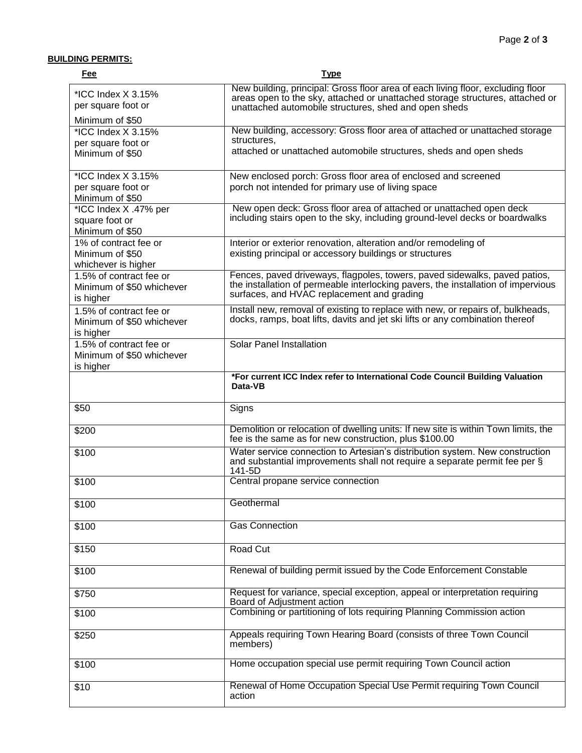**BUILDING PERMITS:**

| Fee | Type |
|---|---|
| *ICC Index X 3.15% per square foot or Minimum of $50 | New building, principal: Gross floor area of each living floor, excluding floor areas open to the sky, attached or unattached storage structures, attached or unattached automobile structures, shed and open sheds |
| *ICC Index X 3.15% per square foot or Minimum of $50 | New building, accessory: Gross floor area of attached or unattached storage structures, attached or unattached automobile structures, sheds and open sheds |
| *ICC Index X 3.15% per square foot or Minimum of $50 | New enclosed porch: Gross floor area of enclosed and screened porch not intended for primary use of living space |
| *ICC Index X .47% per square foot or Minimum of $50 | New open deck: Gross floor area of attached or unattached open deck including stairs open to the sky, including ground-level decks or boardwalks |
| 1% of contract fee or Minimum of $50 whichever is higher | Interior or exterior renovation, alteration and/or remodeling of existing principal or accessory buildings or structures |
| 1.5% of contract fee or Minimum of $50 whichever is higher | Fences, paved driveways, flagpoles, towers, paved sidewalks, paved patios, the installation of permeable interlocking pavers, the installation of impervious surfaces, and HVAC replacement and grading |
| 1.5% of contract fee or Minimum of $50 whichever is higher | Install new, removal of existing to replace with new, or repairs of, bulkheads, docks, ramps, boat lifts, davits and jet ski lifts or any combination thereof |
| 1.5% of contract fee or Minimum of $50 whichever is higher | Solar Panel Installation |
| | ***For current ICC Index refer to International Code Council Building Valuation Data-VB** |
| $50 | Signs |
| $200 | Demolition or relocation of dwelling units: If new site is within Town limits, the fee is the same as for new construction, plus $100.00 |
| $100 | Water service connection to Artesian's distribution system. New construction and substantial improvements shall not require a separate permit fee per § 141-5D |
| $100 | Central propane service connection |
| $100 | Geothermal |
| $100 | Gas Connection |
| $150 | Road Cut |
| $100 | Renewal of building permit issued by the Code Enforcement Constable |
| $750 | Request for variance, special exception, appeal or interpretation requiring Board of Adjustment action |
| $100 | Combining or partitioning of lots requiring Planning Commission action |
| $250 | Appeals requiring Town Hearing Board (consists of three Town Council members) |
| $100 | Home occupation special use permit requiring Town Council action |
| $10 | Renewal of Home Occupation Special Use Permit requiring Town Council action |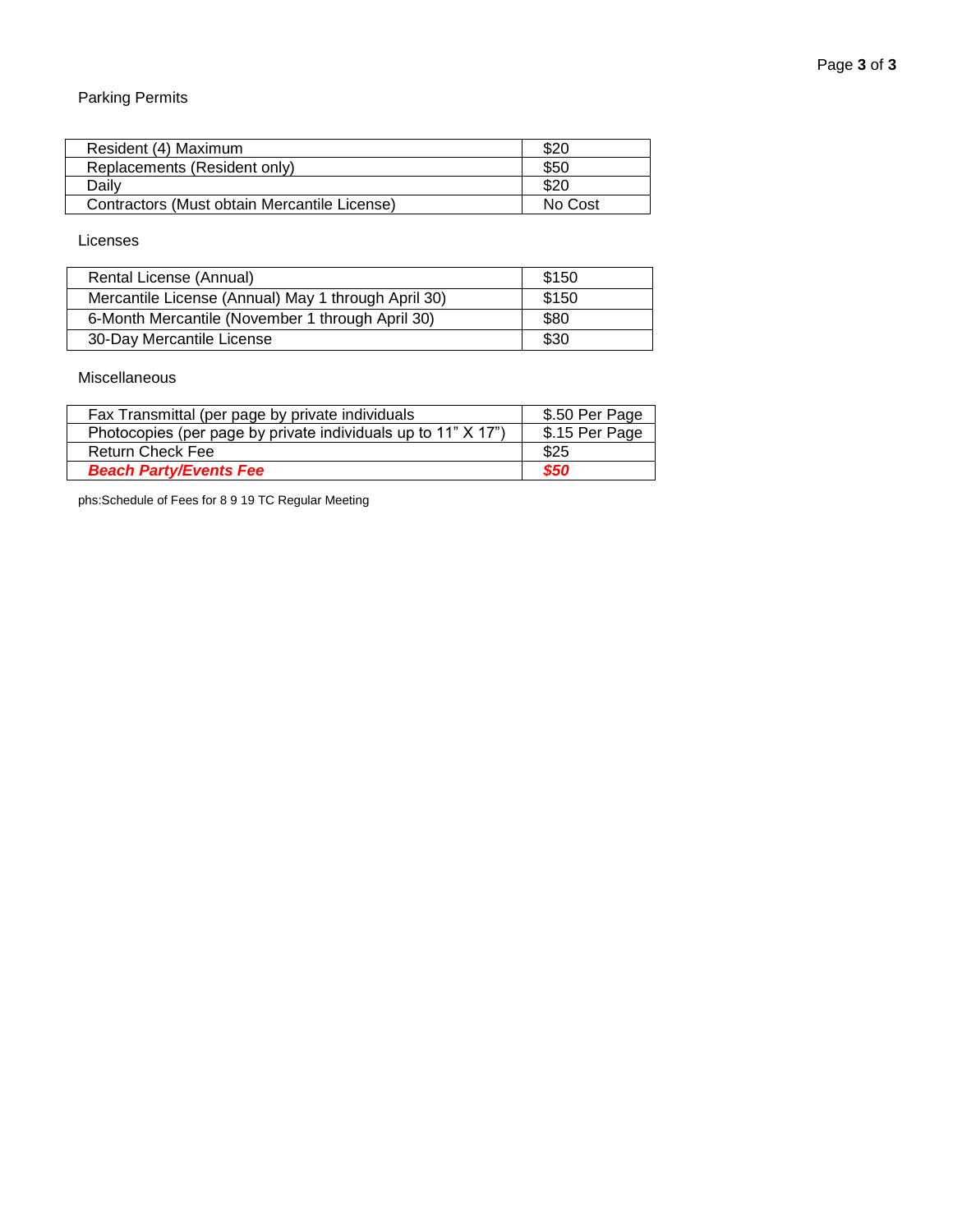Parking Permits

| | |
|---|---|
| Resident (4) Maximum | $20 |
| Replacements (Resident only) | $50 |
| Daily | $20 |
| Contractors (Must obtain Mercantile License) | No Cost |

Licenses

| | |
|---|---|
| Rental License (Annual) | $150 |
| Mercantile License (Annual) May 1 through April 30) | $150 |
| 6-Month Mercantile (November 1 through April 30) | $80 |
| 30-Day Mercantile License | $30 |

Miscellaneous

| | |
|---|---|
| Fax Transmittal (per page by private individuals | $.50 Per Page |
| Photocopies (per page by private individuals up to 11" X 17") | $.15 Per Page |
| Return Check Fee | $25 |
| ***Beach Party/Events Fee*** | ***$50*** |

phs:Schedule of Fees for 8 9 19 TC Regular Meeting